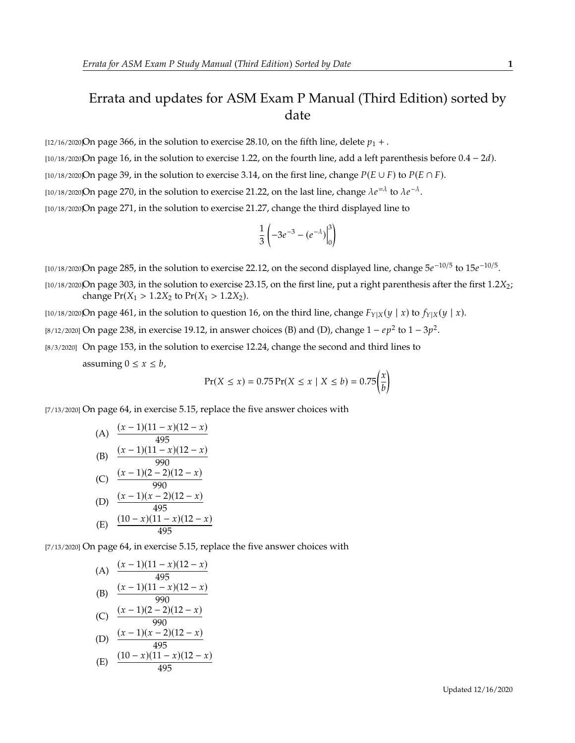# Errata and updates for ASM Exam P Manual (Third Edition) sorted by date

[12/16/2020] On page 366, in the solution to exercise 28.10, on the fifth line, delete $p_1 +$ .

[10/18/2020] On page 16, in the solution to exercise 1.22, on the fourth line, add a left parenthesis before $0.4 - 2d$).

[10/18/2020] On page 39, in the solution to exercise 3.14, on the first line, change $P(E \cup F)$ to $P(E \cap F)$.

[10/18/2020] On page 270, in the solution to exercise 21.22, on the last line, change $\lambda e^{=\lambda}$ to $\lambda e^{-\lambda}$.

[10/18/2020] On page 271, in the solution to exercise 21.27, change the third displayed line to

$$\frac{1}{3}\left(-3e^{-3} - (e^{-\lambda})\Big|_0^3\right)$$

[10/18/2020] On page 285, in the solution to exercise 22.12, on the second displayed line, change $5e^{-10/5}$ to $15e^{-10/5}$.

[10/18/2020] On page 303, in the solution to exercise 23.15, on the first line, put a right parenthesis after the first $1.2X_2$; change $\Pr(X_1 > 1.2X_2$ to $\Pr(X_1 > 1.2X_2)$.

[10/18/2020] On page 461, in the solution to question 16, on the third line, change $F_{Y|X}(y \mid x)$ to $f_{Y|X}(y \mid x)$.

[8/12/2020] On page 238, in exercise 19.12, in answer choices (B) and (D), change $1 - ep^2$ to $1 - 3p^2$.

[8/3/2020] On page 153, in the solution to exercise 12.24, change the second and third lines to

assuming $0 \le x \le b$,

$$\Pr(X \le x) = 0.75 \Pr(X \le x \mid X \le b) = 0.75\left(\frac{x}{b}\right)$$

[7/13/2020] On page 64, in exercise 5.15, replace the five answer choices with

(A) $\dfrac{(x-1)(11-x)(12-x)}{495}$

(B) $\dfrac{(x-1)(11-x)(12-x)}{990}$

(C) $\dfrac{(x-1)(2-2)(12-x)}{990}$

(D) $\dfrac{(x-1)(x-2)(12-x)}{495}$

(E) $\dfrac{(10-x)(11-x)(12-x)}{495}$

[7/13/2020] On page 64, in exercise 5.15, replace the five answer choices with

(A) $\dfrac{(x-1)(11-x)(12-x)}{495}$

(B) $\dfrac{(x-1)(11-x)(12-x)}{990}$

(C) $\dfrac{(x-1)(2-2)(12-x)}{990}$

(D) $\dfrac{(x-1)(x-2)(12-x)}{495}$

(E) $\dfrac{(10-x)(11-x)(12-x)}{495}$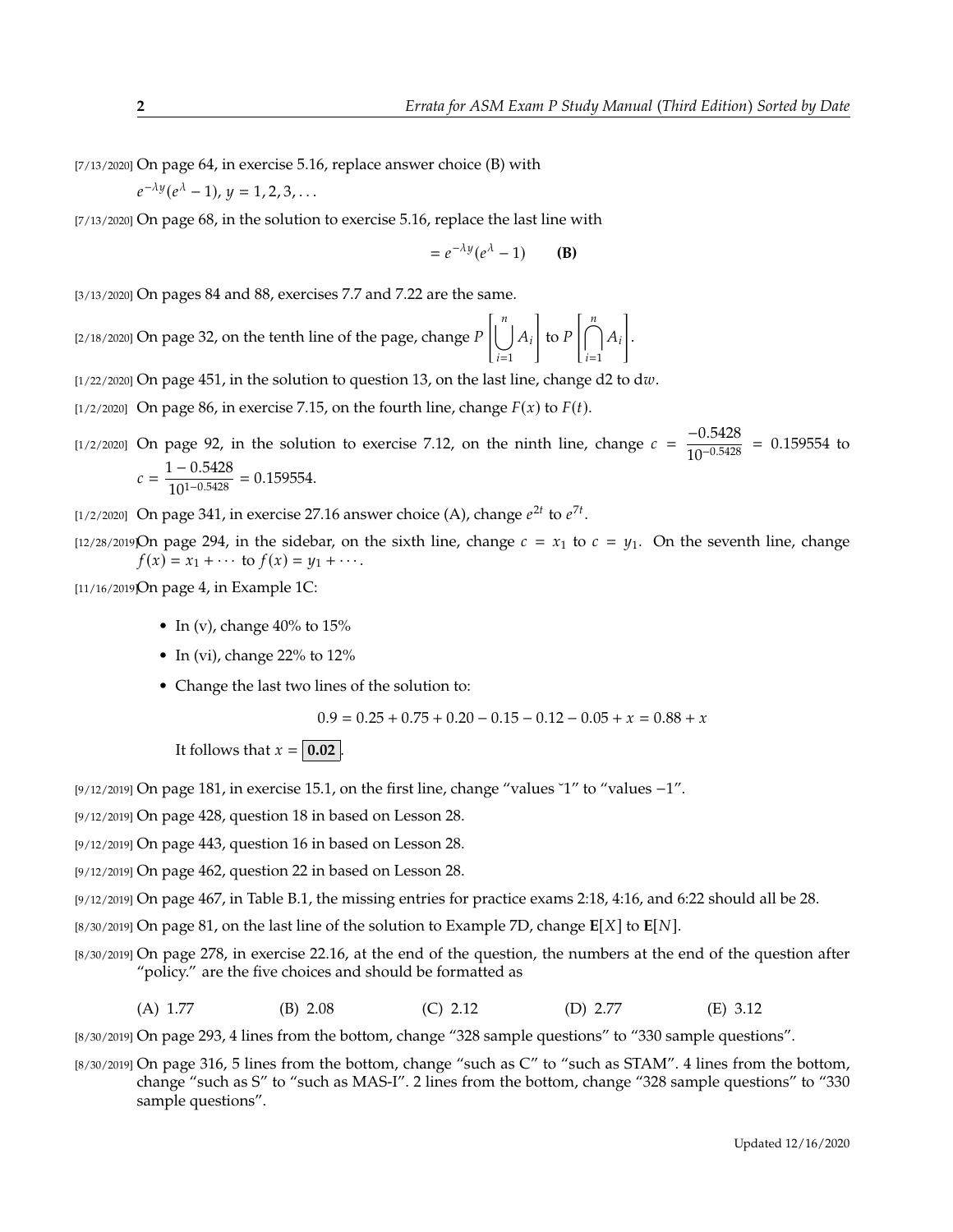[7/13/2020] On page 64, in exercise 5.16, replace answer choice (B) with

$e^{-\lambda y}(e^{\lambda}-1)$, $y=1,2,3,\ldots$

[7/13/2020] On page 68, in the solution to exercise 5.16, replace the last line with

$$= e^{-\lambda y}(e^{\lambda}-1) \qquad \textbf{(B)}$$

[3/13/2020] On pages 84 and 88, exercises 7.7 and 7.22 are the same.

[2/18/2020] On page 32, on the tenth line of the page, change $P\left[\bigcup_{i=1}^{n} A_i\right]$ to $P\left[\bigcap_{i=1}^{n} A_i\right]$.

[1/22/2020] On page 451, in the solution to question 13, on the last line, change d2 to d$w$.

[1/2/2020] On page 86, in exercise 7.15, on the fourth line, change $F(x)$ to $F(t)$.

[1/2/2020] On page 92, in the solution to exercise 7.12, on the ninth line, change $c = \dfrac{-0.5428}{10^{-0.5428}} = 0.159554$ to $c = \dfrac{1-0.5428}{10^{1-0.5428}} = 0.159554$.

[1/2/2020] On page 341, in exercise 27.16 answer choice (A), change $e^{2t}$ to $e^{7t}$.

[12/28/2019] On page 294, in the sidebar, on the sixth line, change $c = x_1$ to $c = y_1$. On the seventh line, change $f(x) = x_1 + \cdots$ to $f(x) = y_1 + \cdots$.

[11/16/2019] On page 4, in Example 1C:

- In (v), change 40% to 15%
- In (vi), change 22% to 12%
- Change the last two lines of the solution to:

$$0.9 = 0.25 + 0.75 + 0.20 - 0.15 - 0.12 - 0.05 + x = 0.88 + x$$

It follows that $x = \boxed{\mathbf{0.02}}$.

[9/12/2019] On page 181, in exercise 15.1, on the first line, change "values ˘1" to "values −1".

[9/12/2019] On page 428, question 18 in based on Lesson 28.

[9/12/2019] On page 443, question 16 in based on Lesson 28.

[9/12/2019] On page 462, question 22 in based on Lesson 28.

[9/12/2019] On page 467, in Table B.1, the missing entries for practice exams 2:18, 4:16, and 6:22 should all be 28.

[8/30/2019] On page 81, on the last line of the solution to Example 7D, change $\mathbf{E}[X]$ to $\mathbf{E}[N]$.

[8/30/2019] On page 278, in exercise 22.16, at the end of the question, the numbers at the end of the question after "policy." are the five choices and should be formatted as

(A) 1.77 (B) 2.08 (C) 2.12 (D) 2.77 (E) 3.12

[8/30/2019] On page 293, 4 lines from the bottom, change "328 sample questions" to "330 sample questions".

[8/30/2019] On page 316, 5 lines from the bottom, change "such as C" to "such as STAM". 4 lines from the bottom, change "such as S" to "such as MAS-I". 2 lines from the bottom, change "328 sample questions" to "330 sample questions".

Updated 12/16/2020